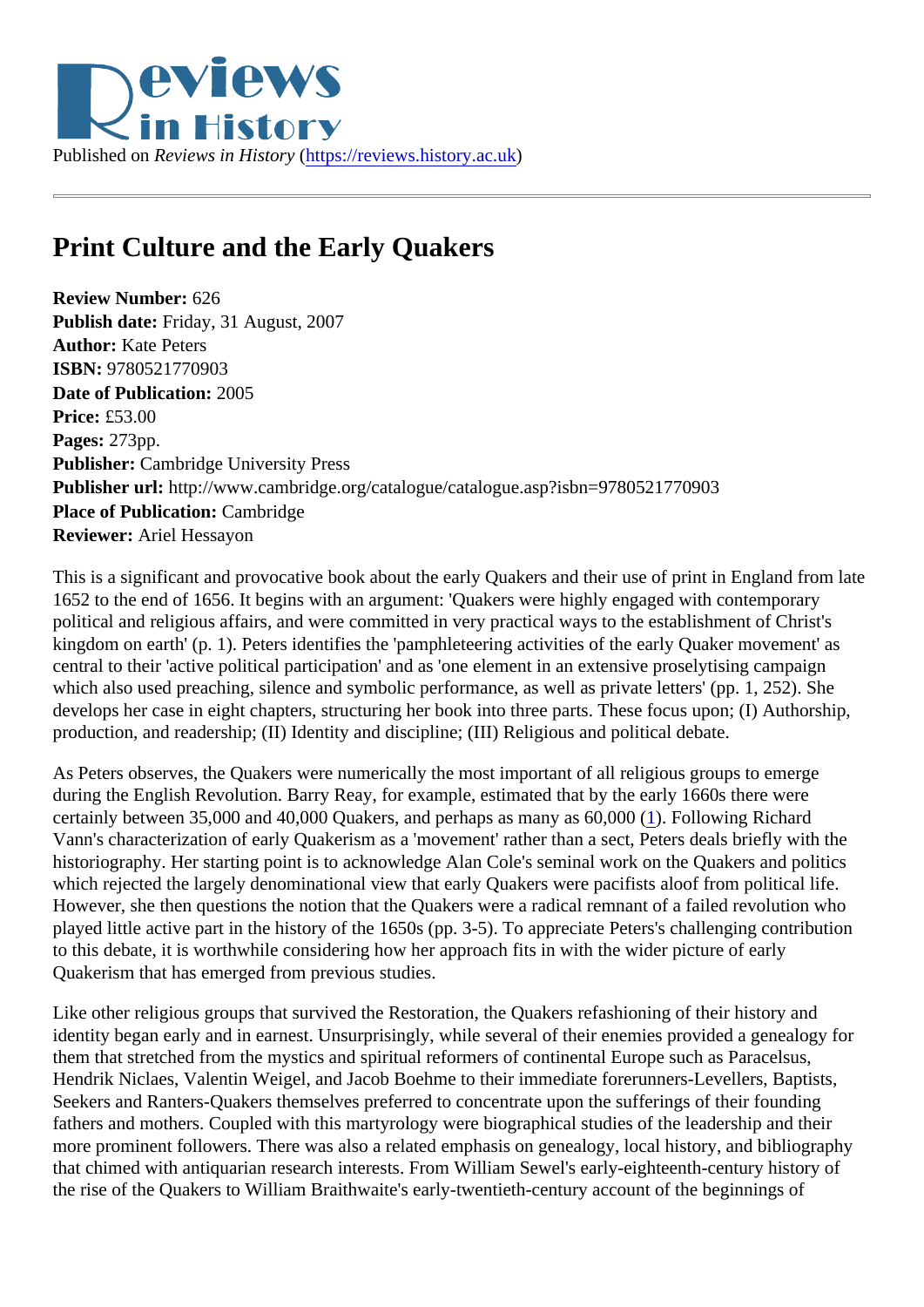Published on *Reviews in History* (https://reviews.history.ac.uk)

# Print Culture and the Early Quakers

**Review Number:** 626
**Publish date:** Friday, 31 August, 2007
**Author:** Kate Peters
**ISBN:** 9780521770903
**Date of Publication:** 2005
**Price:** £53.00
**Pages:** 273pp.
**Publisher:** Cambridge University Press
**Publisher url:** http://www.cambridge.org/catalogue/catalogue.asp?isbn=9780521770903
**Place of Publication:** Cambridge
**Reviewer:** Ariel Hessayon

This is a significant and provocative book about the early Quakers and their use of print in England from late 1652 to the end of 1656. It begins with an argument: 'Quakers were highly engaged with contemporary political and religious affairs, and were committed in very practical ways to the establishment of Christ's kingdom on earth' (p. 1). Peters identifies the 'pamphleteering activities of the early Quaker movement' as central to their 'active political participation' and as 'one element in an extensive proselytising campaign which also used preaching, silence and symbolic performance, as well as private letters' (pp. 1, 252). She develops her case in eight chapters, structuring her book into three parts. These focus upon; (I) Authorship, production, and readership; (II) Identity and discipline; (III) Religious and political debate.

As Peters observes, the Quakers were numerically the most important of all religious groups to emerge during the English Revolution. Barry Reay, for example, estimated that by the early 1660s there were certainly between 35,000 and 40,000 Quakers, and perhaps as many as 60,000 (1). Following Richard Vann's characterization of early Quakerism as a 'movement' rather than a sect, Peters deals briefly with the historiography. Her starting point is to acknowledge Alan Cole's seminal work on the Quakers and politics which rejected the largely denominational view that early Quakers were pacifists aloof from political life. However, she then questions the notion that the Quakers were a radical remnant of a failed revolution who played little active part in the history of the 1650s (pp. 3-5). To appreciate Peters's challenging contribution to this debate, it is worthwhile considering how her approach fits in with the wider picture of early Quakerism that has emerged from previous studies.

Like other religious groups that survived the Restoration, the Quakers refashioning of their history and identity began early and in earnest. Unsurprisingly, while several of their enemies provided a genealogy for them that stretched from the mystics and spiritual reformers of continental Europe such as Paracelsus, Hendrik Niclaes, Valentin Weigel, and Jacob Boehme to their immediate forerunners-Levellers, Baptists, Seekers and Ranters-Quakers themselves preferred to concentrate upon the sufferings of their founding fathers and mothers. Coupled with this martyrology were biographical studies of the leadership and their more prominent followers. There was also a related emphasis on genealogy, local history, and bibliography that chimed with antiquarian research interests. From William Sewel's early-eighteenth-century history of the rise of the Quakers to William Braithwaite's early-twentieth-century account of the beginnings of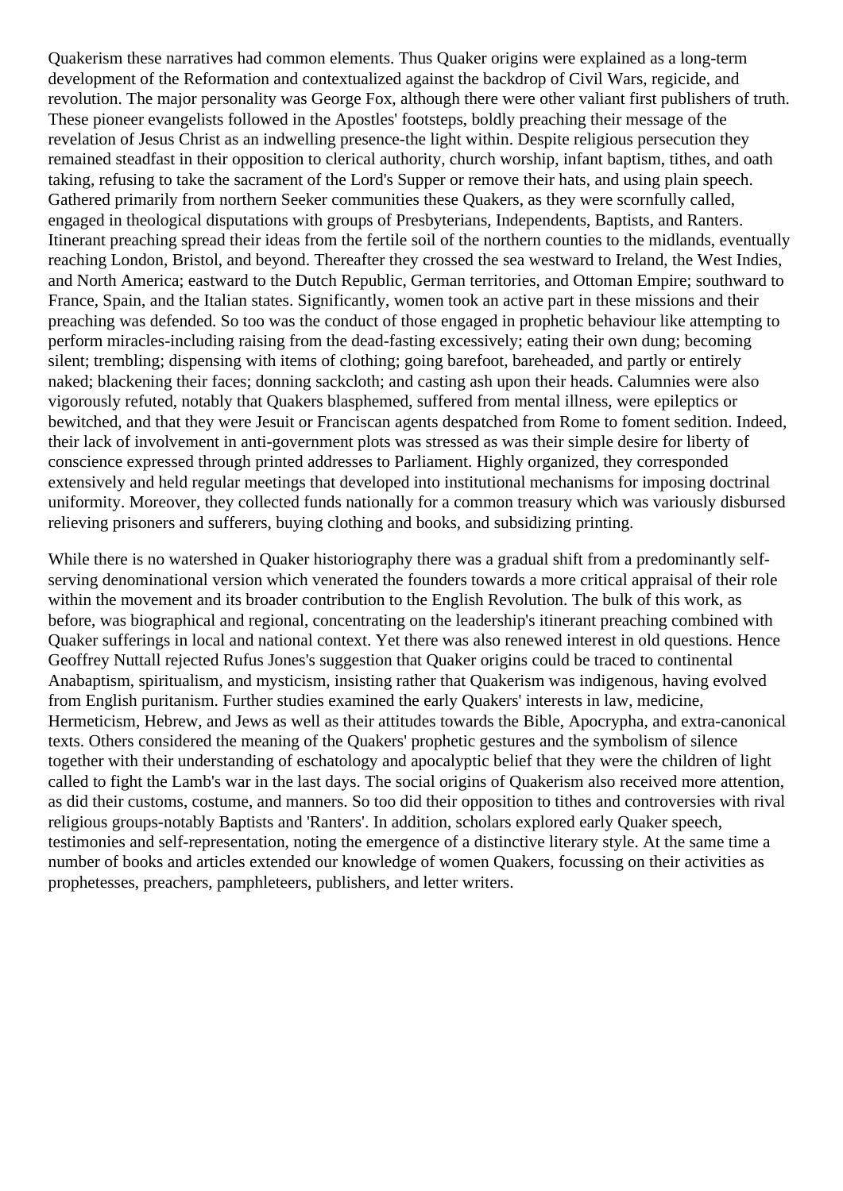Quakerism these narratives had common elements. Thus Quaker origins were explained as a long-term development of the Reformation and contextualized against the backdrop of Civil Wars, regicide, and revolution. The major personality was George Fox, although there were other valiant first publishers of truth. These pioneer evangelists followed in the Apostles' footsteps, boldly preaching their message of the revelation of Jesus Christ as an indwelling presence-the light within. Despite religious persecution they remained steadfast in their opposition to clerical authority, church worship, infant baptism, tithes, and oath taking, refusing to take the sacrament of the Lord's Supper or remove their hats, and using plain speech. Gathered primarily from northern Seeker communities these Quakers, as they were scornfully called, engaged in theological disputations with groups of Presbyterians, Independents, Baptists, and Ranters. Itinerant preaching spread their ideas from the fertile soil of the northern counties to the midlands, eventually reaching London, Bristol, and beyond. Thereafter they crossed the sea westward to Ireland, the West Indies, and North America; eastward to the Dutch Republic, German territories, and Ottoman Empire; southward to France, Spain, and the Italian states. Significantly, women took an active part in these missions and their preaching was defended. So too was the conduct of those engaged in prophetic behaviour like attempting to perform miracles-including raising from the dead-fasting excessively; eating their own dung; becoming silent; trembling; dispensing with items of clothing; going barefoot, bareheaded, and partly or entirely naked; blackening their faces; donning sackcloth; and casting ash upon their heads. Calumnies were also vigorously refuted, notably that Quakers blasphemed, suffered from mental illness, were epileptics or bewitched, and that they were Jesuit or Franciscan agents despatched from Rome to foment sedition. Indeed, their lack of involvement in anti-government plots was stressed as was their simple desire for liberty of conscience expressed through printed addresses to Parliament. Highly organized, they corresponded extensively and held regular meetings that developed into institutional mechanisms for imposing doctrinal uniformity. Moreover, they collected funds nationally for a common treasury which was variously disbursed relieving prisoners and sufferers, buying clothing and books, and subsidizing printing.

While there is no watershed in Quaker historiography there was a gradual shift from a predominantly self-serving denominational version which venerated the founders towards a more critical appraisal of their role within the movement and its broader contribution to the English Revolution. The bulk of this work, as before, was biographical and regional, concentrating on the leadership's itinerant preaching combined with Quaker sufferings in local and national context. Yet there was also renewed interest in old questions. Hence Geoffrey Nuttall rejected Rufus Jones's suggestion that Quaker origins could be traced to continental Anabaptism, spiritualism, and mysticism, insisting rather that Quakerism was indigenous, having evolved from English puritanism. Further studies examined the early Quakers' interests in law, medicine, Hermeticism, Hebrew, and Jews as well as their attitudes towards the Bible, Apocrypha, and extra-canonical texts. Others considered the meaning of the Quakers' prophetic gestures and the symbolism of silence together with their understanding of eschatology and apocalyptic belief that they were the children of light called to fight the Lamb's war in the last days. The social origins of Quakerism also received more attention, as did their customs, costume, and manners. So too did their opposition to tithes and controversies with rival religious groups-notably Baptists and 'Ranters'. In addition, scholars explored early Quaker speech, testimonies and self-representation, noting the emergence of a distinctive literary style. At the same time a number of books and articles extended our knowledge of women Quakers, focussing on their activities as prophetesses, preachers, pamphleteers, publishers, and letter writers.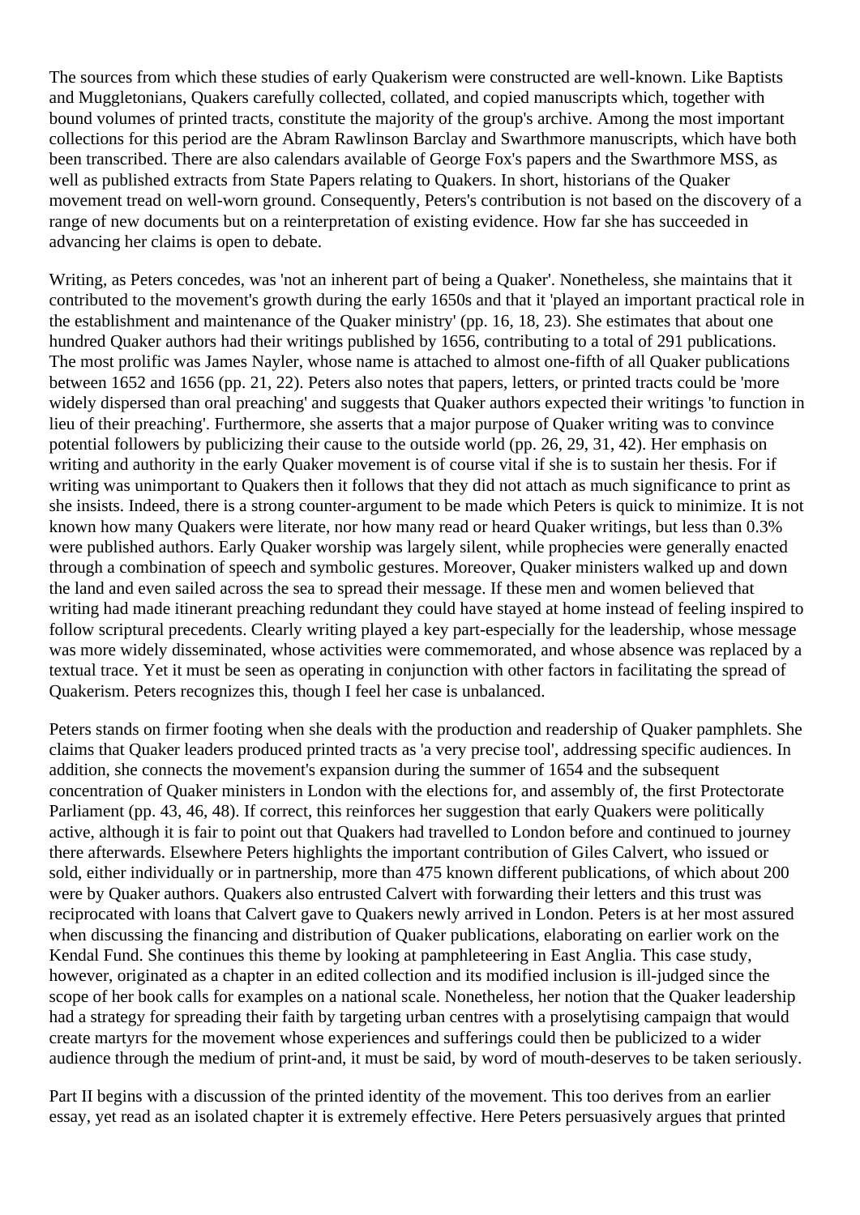The sources from which these studies of early Quakerism were constructed are well-known. Like Baptists and Muggletonians, Quakers carefully collected, collated, and copied manuscripts which, together with bound volumes of printed tracts, constitute the majority of the group's archive. Among the most important collections for this period are the Abram Rawlinson Barclay and Swarthmore manuscripts, which have both been transcribed. There are also calendars available of George Fox's papers and the Swarthmore MSS, as well as published extracts from State Papers relating to Quakers. In short, historians of the Quaker movement tread on well-worn ground. Consequently, Peters's contribution is not based on the discovery of a range of new documents but on a reinterpretation of existing evidence. How far she has succeeded in advancing her claims is open to debate.

Writing, as Peters concedes, was 'not an inherent part of being a Quaker'. Nonetheless, she maintains that it contributed to the movement's growth during the early 1650s and that it 'played an important practical role in the establishment and maintenance of the Quaker ministry' (pp. 16, 18, 23). She estimates that about one hundred Quaker authors had their writings published by 1656, contributing to a total of 291 publications. The most prolific was James Nayler, whose name is attached to almost one-fifth of all Quaker publications between 1652 and 1656 (pp. 21, 22). Peters also notes that papers, letters, or printed tracts could be 'more widely dispersed than oral preaching' and suggests that Quaker authors expected their writings 'to function in lieu of their preaching'. Furthermore, she asserts that a major purpose of Quaker writing was to convince potential followers by publicizing their cause to the outside world (pp. 26, 29, 31, 42). Her emphasis on writing and authority in the early Quaker movement is of course vital if she is to sustain her thesis. For if writing was unimportant to Quakers then it follows that they did not attach as much significance to print as she insists. Indeed, there is a strong counter-argument to be made which Peters is quick to minimize. It is not known how many Quakers were literate, nor how many read or heard Quaker writings, but less than 0.3% were published authors. Early Quaker worship was largely silent, while prophecies were generally enacted through a combination of speech and symbolic gestures. Moreover, Quaker ministers walked up and down the land and even sailed across the sea to spread their message. If these men and women believed that writing had made itinerant preaching redundant they could have stayed at home instead of feeling inspired to follow scriptural precedents. Clearly writing played a key part-especially for the leadership, whose message was more widely disseminated, whose activities were commemorated, and whose absence was replaced by a textual trace. Yet it must be seen as operating in conjunction with other factors in facilitating the spread of Quakerism. Peters recognizes this, though I feel her case is unbalanced.

Peters stands on firmer footing when she deals with the production and readership of Quaker pamphlets. She claims that Quaker leaders produced printed tracts as 'a very precise tool', addressing specific audiences. In addition, she connects the movement's expansion during the summer of 1654 and the subsequent concentration of Quaker ministers in London with the elections for, and assembly of, the first Protectorate Parliament (pp. 43, 46, 48). If correct, this reinforces her suggestion that early Quakers were politically active, although it is fair to point out that Quakers had travelled to London before and continued to journey there afterwards. Elsewhere Peters highlights the important contribution of Giles Calvert, who issued or sold, either individually or in partnership, more than 475 known different publications, of which about 200 were by Quaker authors. Quakers also entrusted Calvert with forwarding their letters and this trust was reciprocated with loans that Calvert gave to Quakers newly arrived in London. Peters is at her most assured when discussing the financing and distribution of Quaker publications, elaborating on earlier work on the Kendal Fund. She continues this theme by looking at pamphleteering in East Anglia. This case study, however, originated as a chapter in an edited collection and its modified inclusion is ill-judged since the scope of her book calls for examples on a national scale. Nonetheless, her notion that the Quaker leadership had a strategy for spreading their faith by targeting urban centres with a proselytising campaign that would create martyrs for the movement whose experiences and sufferings could then be publicized to a wider audience through the medium of print-and, it must be said, by word of mouth-deserves to be taken seriously.

Part II begins with a discussion of the printed identity of the movement. This too derives from an earlier essay, yet read as an isolated chapter it is extremely effective. Here Peters persuasively argues that printed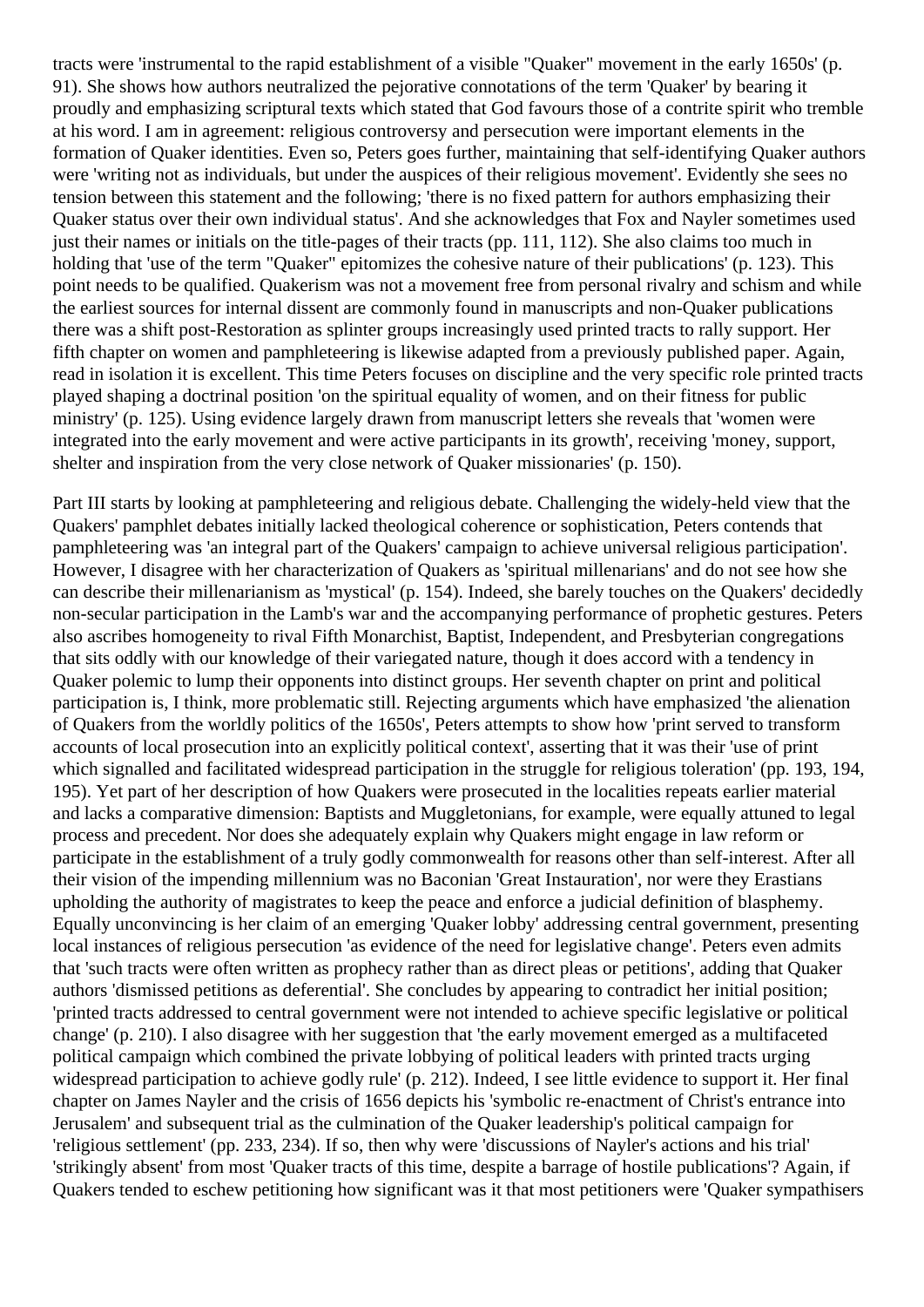tracts were 'instrumental to the rapid establishment of a visible "Quaker" movement in the early 1650s' (p. 91). She shows how authors neutralized the pejorative connotations of the term 'Quaker' by bearing it proudly and emphasizing scriptural texts which stated that God favours those of a contrite spirit who tremble at his word. I am in agreement: religious controversy and persecution were important elements in the formation of Quaker identities. Even so, Peters goes further, maintaining that self-identifying Quaker authors were 'writing not as individuals, but under the auspices of their religious movement'. Evidently she sees no tension between this statement and the following; 'there is no fixed pattern for authors emphasizing their Quaker status over their own individual status'. And she acknowledges that Fox and Nayler sometimes used just their names or initials on the title-pages of their tracts (pp. 111, 112). She also claims too much in holding that 'use of the term "Quaker" epitomizes the cohesive nature of their publications' (p. 123). This point needs to be qualified. Quakerism was not a movement free from personal rivalry and schism and while the earliest sources for internal dissent are commonly found in manuscripts and non-Quaker publications there was a shift post-Restoration as splinter groups increasingly used printed tracts to rally support. Her fifth chapter on women and pamphleteering is likewise adapted from a previously published paper. Again, read in isolation it is excellent. This time Peters focuses on discipline and the very specific role printed tracts played shaping a doctrinal position 'on the spiritual equality of women, and on their fitness for public ministry' (p. 125). Using evidence largely drawn from manuscript letters she reveals that 'women were integrated into the early movement and were active participants in its growth', receiving 'money, support, shelter and inspiration from the very close network of Quaker missionaries' (p. 150).

Part III starts by looking at pamphleteering and religious debate. Challenging the widely-held view that the Quakers' pamphlet debates initially lacked theological coherence or sophistication, Peters contends that pamphleteering was 'an integral part of the Quakers' campaign to achieve universal religious participation'. However, I disagree with her characterization of Quakers as 'spiritual millenarians' and do not see how she can describe their millenarianism as 'mystical' (p. 154). Indeed, she barely touches on the Quakers' decidedly non-secular participation in the Lamb's war and the accompanying performance of prophetic gestures. Peters also ascribes homogeneity to rival Fifth Monarchist, Baptist, Independent, and Presbyterian congregations that sits oddly with our knowledge of their variegated nature, though it does accord with a tendency in Quaker polemic to lump their opponents into distinct groups. Her seventh chapter on print and political participation is, I think, more problematic still. Rejecting arguments which have emphasized 'the alienation of Quakers from the worldly politics of the 1650s', Peters attempts to show how 'print served to transform accounts of local prosecution into an explicitly political context', asserting that it was their 'use of print which signalled and facilitated widespread participation in the struggle for religious toleration' (pp. 193, 194, 195). Yet part of her description of how Quakers were prosecuted in the localities repeats earlier material and lacks a comparative dimension: Baptists and Muggletonians, for example, were equally attuned to legal process and precedent. Nor does she adequately explain why Quakers might engage in law reform or participate in the establishment of a truly godly commonwealth for reasons other than self-interest. After all their vision of the impending millennium was no Baconian 'Great Instauration', nor were they Erastians upholding the authority of magistrates to keep the peace and enforce a judicial definition of blasphemy. Equally unconvincing is her claim of an emerging 'Quaker lobby' addressing central government, presenting local instances of religious persecution 'as evidence of the need for legislative change'. Peters even admits that 'such tracts were often written as prophecy rather than as direct pleas or petitions', adding that Quaker authors 'dismissed petitions as deferential'. She concludes by appearing to contradict her initial position; 'printed tracts addressed to central government were not intended to achieve specific legislative or political change' (p. 210). I also disagree with her suggestion that 'the early movement emerged as a multifaceted political campaign which combined the private lobbying of political leaders with printed tracts urging widespread participation to achieve godly rule' (p. 212). Indeed, I see little evidence to support it. Her final chapter on James Nayler and the crisis of 1656 depicts his 'symbolic re-enactment of Christ's entrance into Jerusalem' and subsequent trial as the culmination of the Quaker leadership's political campaign for 'religious settlement' (pp. 233, 234). If so, then why were 'discussions of Nayler's actions and his trial' 'strikingly absent' from most 'Quaker tracts of this time, despite a barrage of hostile publications'? Again, if Quakers tended to eschew petitioning how significant was it that most petitioners were 'Quaker sympathisers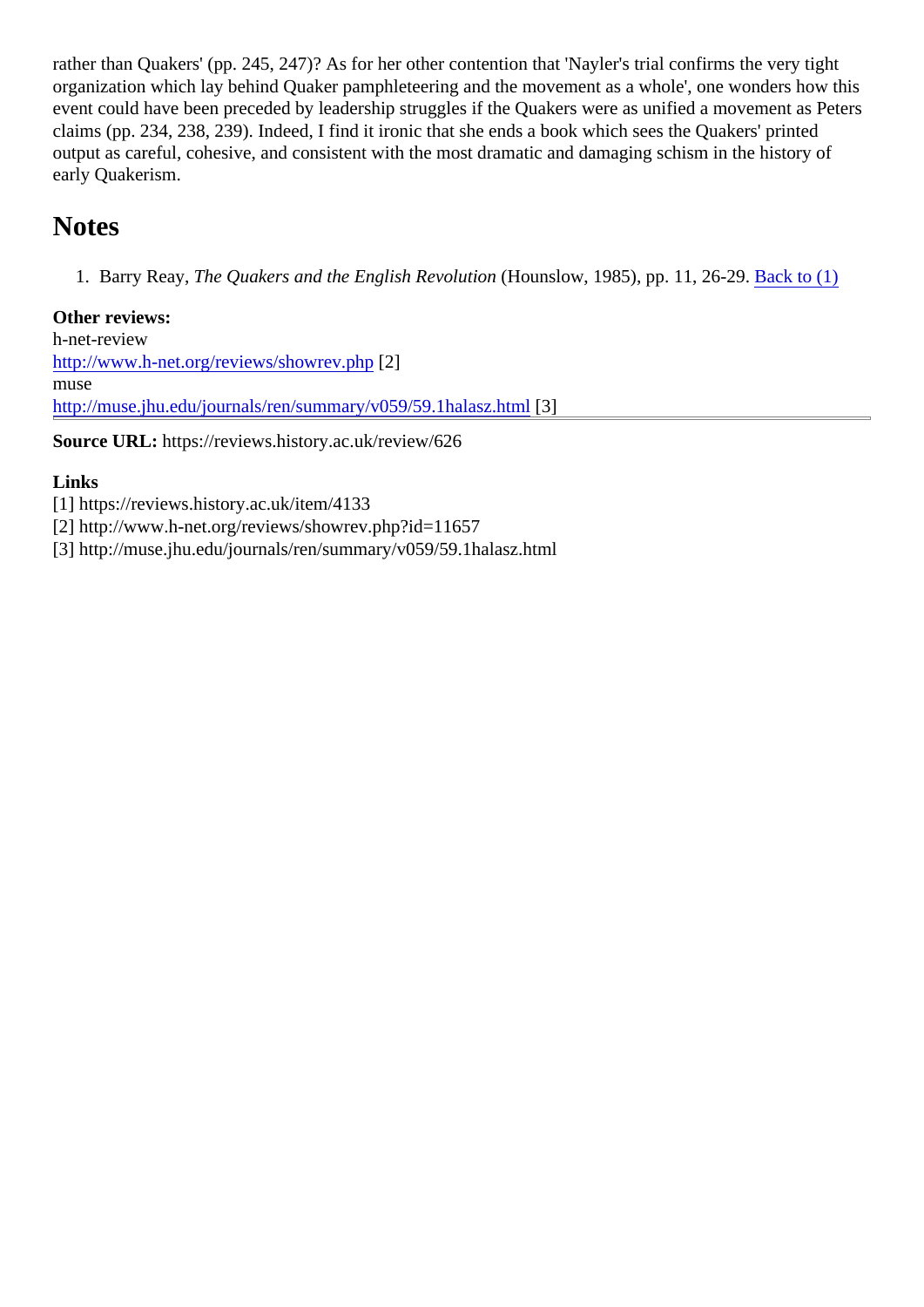rather than Quakers' (pp. 245, 247)? As for her other contention that 'Nayler's trial confirms the very tight organization which lay behind Quaker pamphleteering and the movement as a whole', one wonders how this event could have been preceded by leadership struggles if the Quakers were as unified a movement as Peters claims (pp. 234, 238, 239). Indeed, I find it ironic that she ends a book which sees the Quakers' printed output as careful, cohesive, and consistent with the most dramatic and damaging schism in the history of early Quakerism.

## Notes

1. Barry Reay, *The Quakers and the English Revolution* (Hounslow, 1985), pp. 11, 26-29. Back to (1)

**Other reviews:**
h-net-review
http://www.h-net.org/reviews/showrev.php [2]
muse
http://muse.jhu.edu/journals/ren/summary/v059/59.1halasz.html [3]

---

**Source URL:** https://reviews.history.ac.uk/review/626

**Links**
[1] https://reviews.history.ac.uk/item/4133
[2] http://www.h-net.org/reviews/showrev.php?id=11657
[3] http://muse.jhu.edu/journals/ren/summary/v059/59.1halasz.html